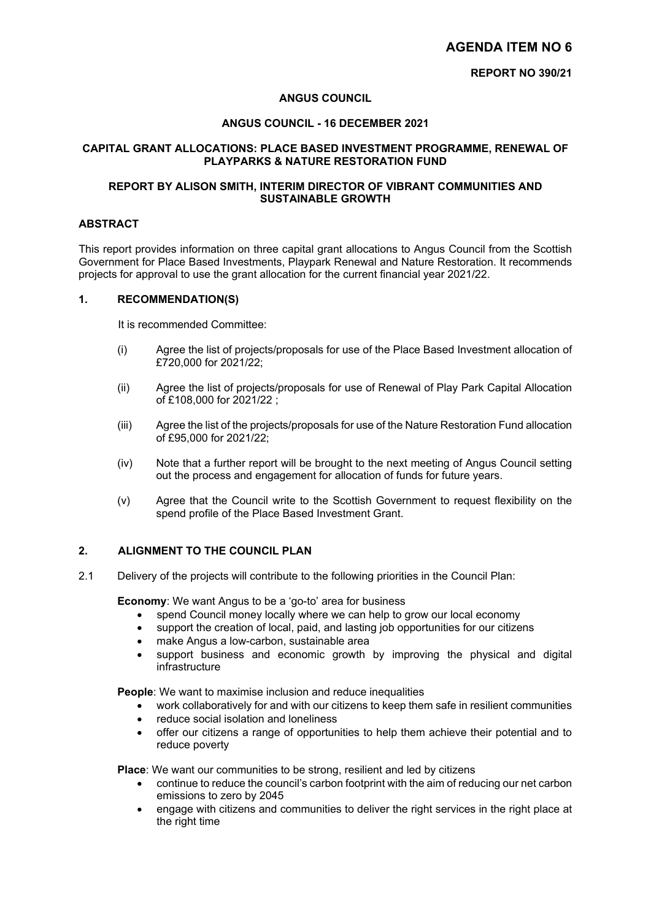# AGENDA ITEM NO 6

**REPORT NO 390/21**

**ANGUS COUNCIL**

**ANGUS COUNCIL - 16 DECEMBER 2021**

**CAPITAL GRANT ALLOCATIONS: PLACE BASED INVESTMENT PROGRAMME, RENEWAL OF PLAYPARKS & NATURE RESTORATION FUND**

**REPORT BY ALISON SMITH, INTERIM DIRECTOR OF VIBRANT COMMUNITIES AND SUSTAINABLE GROWTH**

## ABSTRACT

This report provides information on three capital grant allocations to Angus Council from the Scottish Government for Place Based Investments, Playpark Renewal and Nature Restoration. It recommends projects for approval to use the grant allocation for the current financial year 2021/22.

## 1. RECOMMENDATION(S)

It is recommended Committee:

(i) Agree the list of projects/proposals for use of the Place Based Investment allocation of £720,000 for 2021/22;

(ii) Agree the list of projects/proposals for use of Renewal of Play Park Capital Allocation of £108,000 for 2021/22 ;

(iii) Agree the list of the projects/proposals for use of the Nature Restoration Fund allocation of £95,000 for 2021/22;

(iv) Note that a further report will be brought to the next meeting of Angus Council setting out the process and engagement for allocation of funds for future years.

(v) Agree that the Council write to the Scottish Government to request flexibility on the spend profile of the Place Based Investment Grant.

## 2. ALIGNMENT TO THE COUNCIL PLAN

2.1 Delivery of the projects will contribute to the following priorities in the Council Plan:

**Economy**: We want Angus to be a 'go-to' area for business

- spend Council money locally where we can help to grow our local economy
- support the creation of local, paid, and lasting job opportunities for our citizens
- make Angus a low-carbon, sustainable area
- support business and economic growth by improving the physical and digital infrastructure

**People**: We want to maximise inclusion and reduce inequalities

- work collaboratively for and with our citizens to keep them safe in resilient communities
- reduce social isolation and loneliness
- offer our citizens a range of opportunities to help them achieve their potential and to reduce poverty

**Place**: We want our communities to be strong, resilient and led by citizens

- continue to reduce the council's carbon footprint with the aim of reducing our net carbon emissions to zero by 2045
- engage with citizens and communities to deliver the right services in the right place at the right time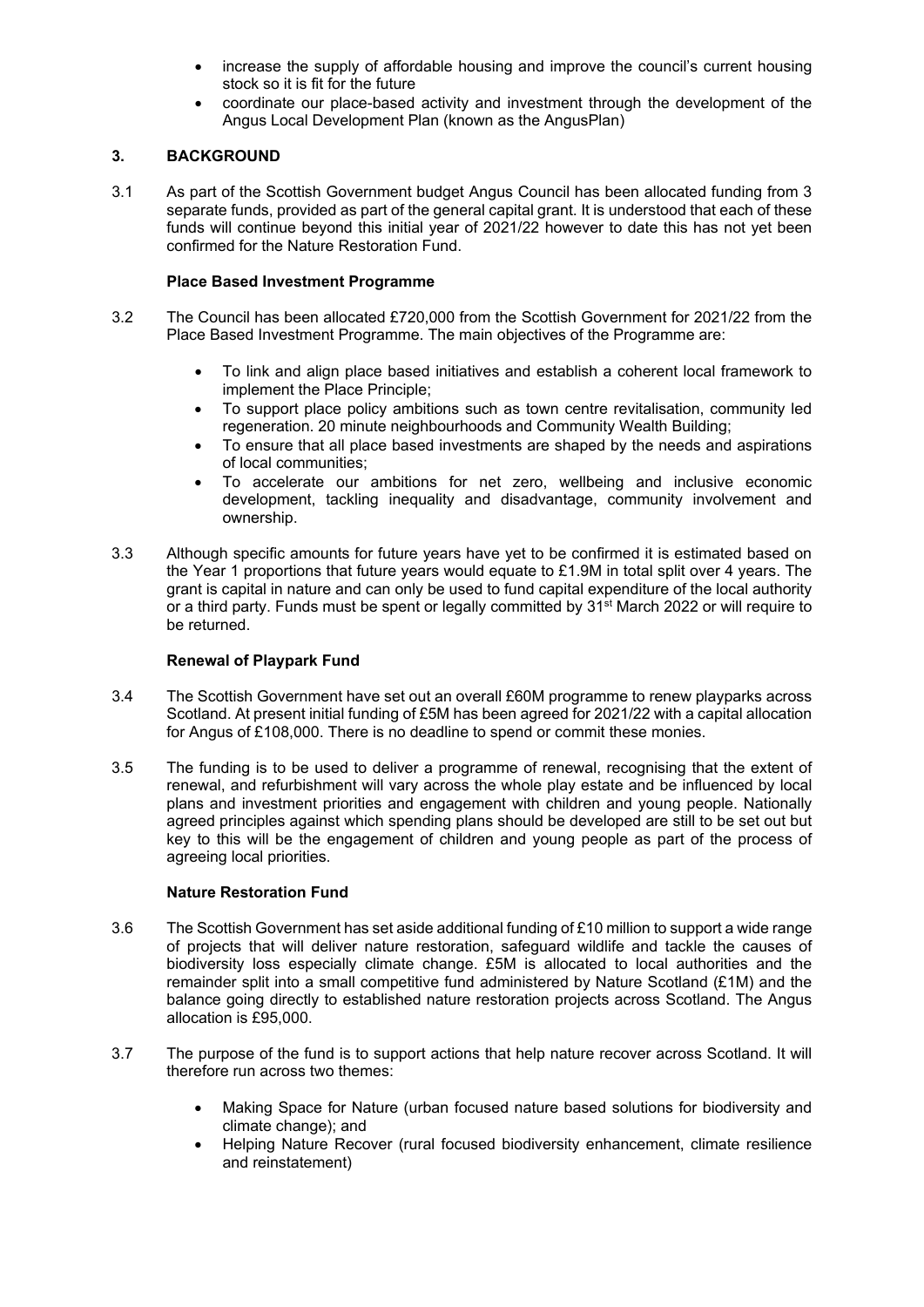- increase the supply of affordable housing and improve the council's current housing stock so it is fit for the future
- coordinate our place-based activity and investment through the development of the Angus Local Development Plan (known as the AngusPlan)

## 3. BACKGROUND

3.1 As part of the Scottish Government budget Angus Council has been allocated funding from 3 separate funds, provided as part of the general capital grant. It is understood that each of these funds will continue beyond this initial year of 2021/22 however to date this has not yet been confirmed for the Nature Restoration Fund.

**Place Based Investment Programme**

3.2 The Council has been allocated £720,000 from the Scottish Government for 2021/22 from the Place Based Investment Programme. The main objectives of the Programme are:

- To link and align place based initiatives and establish a coherent local framework to implement the Place Principle;
- To support place policy ambitions such as town centre revitalisation, community led regeneration. 20 minute neighbourhoods and Community Wealth Building;
- To ensure that all place based investments are shaped by the needs and aspirations of local communities;
- To accelerate our ambitions for net zero, wellbeing and inclusive economic development, tackling inequality and disadvantage, community involvement and ownership.

3.3 Although specific amounts for future years have yet to be confirmed it is estimated based on the Year 1 proportions that future years would equate to £1.9M in total split over 4 years. The grant is capital in nature and can only be used to fund capital expenditure of the local authority or a third party. Funds must be spent or legally committed by 31st March 2022 or will require to be returned.

**Renewal of Playpark Fund**

3.4 The Scottish Government have set out an overall £60M programme to renew playparks across Scotland. At present initial funding of £5M has been agreed for 2021/22 with a capital allocation for Angus of £108,000. There is no deadline to spend or commit these monies.

3.5 The funding is to be used to deliver a programme of renewal, recognising that the extent of renewal, and refurbishment will vary across the whole play estate and be influenced by local plans and investment priorities and engagement with children and young people. Nationally agreed principles against which spending plans should be developed are still to be set out but key to this will be the engagement of children and young people as part of the process of agreeing local priorities.

**Nature Restoration Fund**

3.6 The Scottish Government has set aside additional funding of £10 million to support a wide range of projects that will deliver nature restoration, safeguard wildlife and tackle the causes of biodiversity loss especially climate change. £5M is allocated to local authorities and the remainder split into a small competitive fund administered by Nature Scotland (£1M) and the balance going directly to established nature restoration projects across Scotland. The Angus allocation is £95,000.

3.7 The purpose of the fund is to support actions that help nature recover across Scotland. It will therefore run across two themes:

- Making Space for Nature (urban focused nature based solutions for biodiversity and climate change); and
- Helping Nature Recover (rural focused biodiversity enhancement, climate resilience and reinstatement)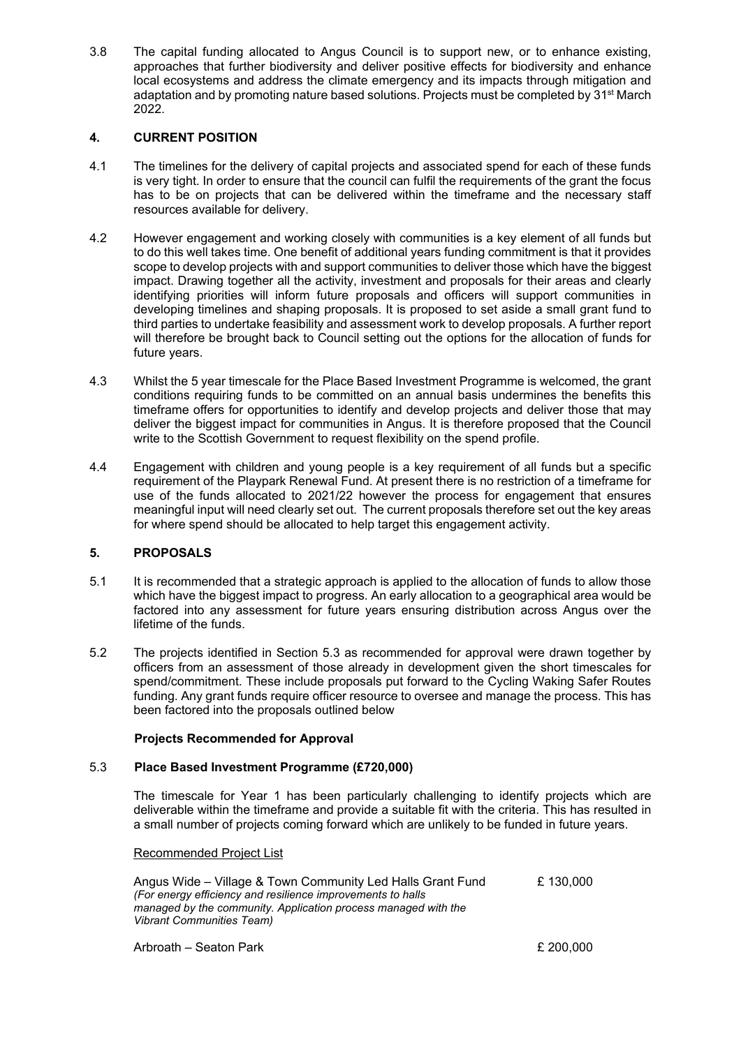3.8 The capital funding allocated to Angus Council is to support new, or to enhance existing, approaches that further biodiversity and deliver positive effects for biodiversity and enhance local ecosystems and address the climate emergency and its impacts through mitigation and adaptation and by promoting nature based solutions. Projects must be completed by 31st March 2022.

## 4. CURRENT POSITION

4.1 The timelines for the delivery of capital projects and associated spend for each of these funds is very tight. In order to ensure that the council can fulfil the requirements of the grant the focus has to be on projects that can be delivered within the timeframe and the necessary staff resources available for delivery.

4.2 However engagement and working closely with communities is a key element of all funds but to do this well takes time. One benefit of additional years funding commitment is that it provides scope to develop projects with and support communities to deliver those which have the biggest impact. Drawing together all the activity, investment and proposals for their areas and clearly identifying priorities will inform future proposals and officers will support communities in developing timelines and shaping proposals. It is proposed to set aside a small grant fund to third parties to undertake feasibility and assessment work to develop proposals. A further report will therefore be brought back to Council setting out the options for the allocation of funds for future years.

4.3 Whilst the 5 year timescale for the Place Based Investment Programme is welcomed, the grant conditions requiring funds to be committed on an annual basis undermines the benefits this timeframe offers for opportunities to identify and develop projects and deliver those that may deliver the biggest impact for communities in Angus. It is therefore proposed that the Council write to the Scottish Government to request flexibility on the spend profile.

4.4 Engagement with children and young people is a key requirement of all funds but a specific requirement of the Playpark Renewal Fund. At present there is no restriction of a timeframe for use of the funds allocated to 2021/22 however the process for engagement that ensures meaningful input will need clearly set out. The current proposals therefore set out the key areas for where spend should be allocated to help target this engagement activity.

## 5. PROPOSALS

5.1 It is recommended that a strategic approach is applied to the allocation of funds to allow those which have the biggest impact to progress. An early allocation to a geographical area would be factored into any assessment for future years ensuring distribution across Angus over the lifetime of the funds.

5.2 The projects identified in Section 5.3 as recommended for approval were drawn together by officers from an assessment of those already in development given the short timescales for spend/commitment. These include proposals put forward to the Cycling Waking Safer Routes funding. Any grant funds require officer resource to oversee and manage the process. This has been factored into the proposals outlined below

**Projects Recommended for Approval**

### 5.3 Place Based Investment Programme (£720,000)

The timescale for Year 1 has been particularly challenging to identify projects which are deliverable within the timeframe and provide a suitable fit with the criteria. This has resulted in a small number of projects coming forward which are unlikely to be funded in future years.

Recommended Project List

| | |
|---|---|
| Angus Wide – Village & Town Community Led Halls Grant Fund<br>*(For energy efficiency and resilience improvements to halls managed by the community. Application process managed with the Vibrant Communities Team)* | £ 130,000 |
| Arbroath – Seaton Park | £ 200,000 |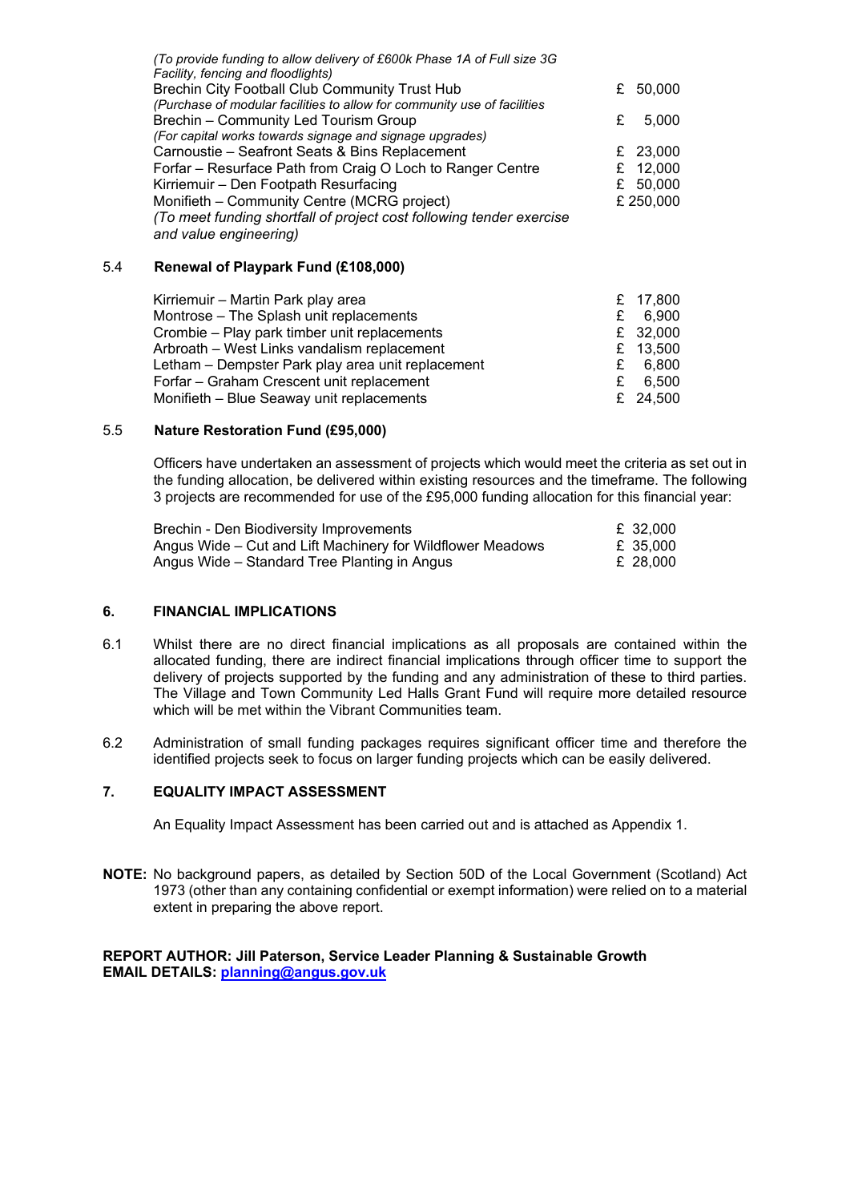| | |
|---|---|
| *(To provide funding to allow delivery of £600k Phase 1A of Full size 3G Facility, fencing and floodlights)* | |
| Brechin City Football Club Community Trust Hub | £ 50,000 |
| *(Purchase of modular facilities to allow for community use of facilities* | |
| Brechin – Community Led Tourism Group | £ 5,000 |
| *(For capital works towards signage and signage upgrades)* | |
| Carnoustie – Seafront Seats & Bins Replacement | £ 23,000 |
| Forfar – Resurface Path from Craig O Loch to Ranger Centre | £ 12,000 |
| Kirriemuir – Den Footpath Resurfacing | £ 50,000 |
| Monifieth – Community Centre (MCRG project) | £ 250,000 |
| *(To meet funding shortfall of project cost following tender exercise and value engineering)* | |

### 5.4 Renewal of Playpark Fund (£108,000)

| | |
|---|---|
| Kirriemuir – Martin Park play area | £ 17,800 |
| Montrose – The Splash unit replacements | £ 6,900 |
| Crombie – Play park timber unit replacements | £ 32,000 |
| Arbroath – West Links vandalism replacement | £ 13,500 |
| Letham – Dempster Park play area unit replacement | £ 6,800 |
| Forfar – Graham Crescent unit replacement | £ 6,500 |
| Monifieth – Blue Seaway unit replacements | £ 24,500 |

### 5.5 Nature Restoration Fund (£95,000)

Officers have undertaken an assessment of projects which would meet the criteria as set out in the funding allocation, be delivered within existing resources and the timeframe. The following 3 projects are recommended for use of the £95,000 funding allocation for this financial year:

| | |
|---|---|
| Brechin - Den Biodiversity Improvements | £ 32,000 |
| Angus Wide – Cut and Lift Machinery for Wildflower Meadows | £ 35,000 |
| Angus Wide – Standard Tree Planting in Angus | £ 28,000 |

## 6. FINANCIAL IMPLICATIONS

6.1 Whilst there are no direct financial implications as all proposals are contained within the allocated funding, there are indirect financial implications through officer time to support the delivery of projects supported by the funding and any administration of these to third parties. The Village and Town Community Led Halls Grant Fund will require more detailed resource which will be met within the Vibrant Communities team.

6.2 Administration of small funding packages requires significant officer time and therefore the identified projects seek to focus on larger funding projects which can be easily delivered.

## 7. EQUALITY IMPACT ASSESSMENT

An Equality Impact Assessment has been carried out and is attached as Appendix 1.

**NOTE:** No background papers, as detailed by Section 50D of the Local Government (Scotland) Act 1973 (other than any containing confidential or exempt information) were relied on to a material extent in preparing the above report.

**REPORT AUTHOR: Jill Paterson, Service Leader Planning & Sustainable Growth**
**EMAIL DETAILS: planning@angus.gov.uk**